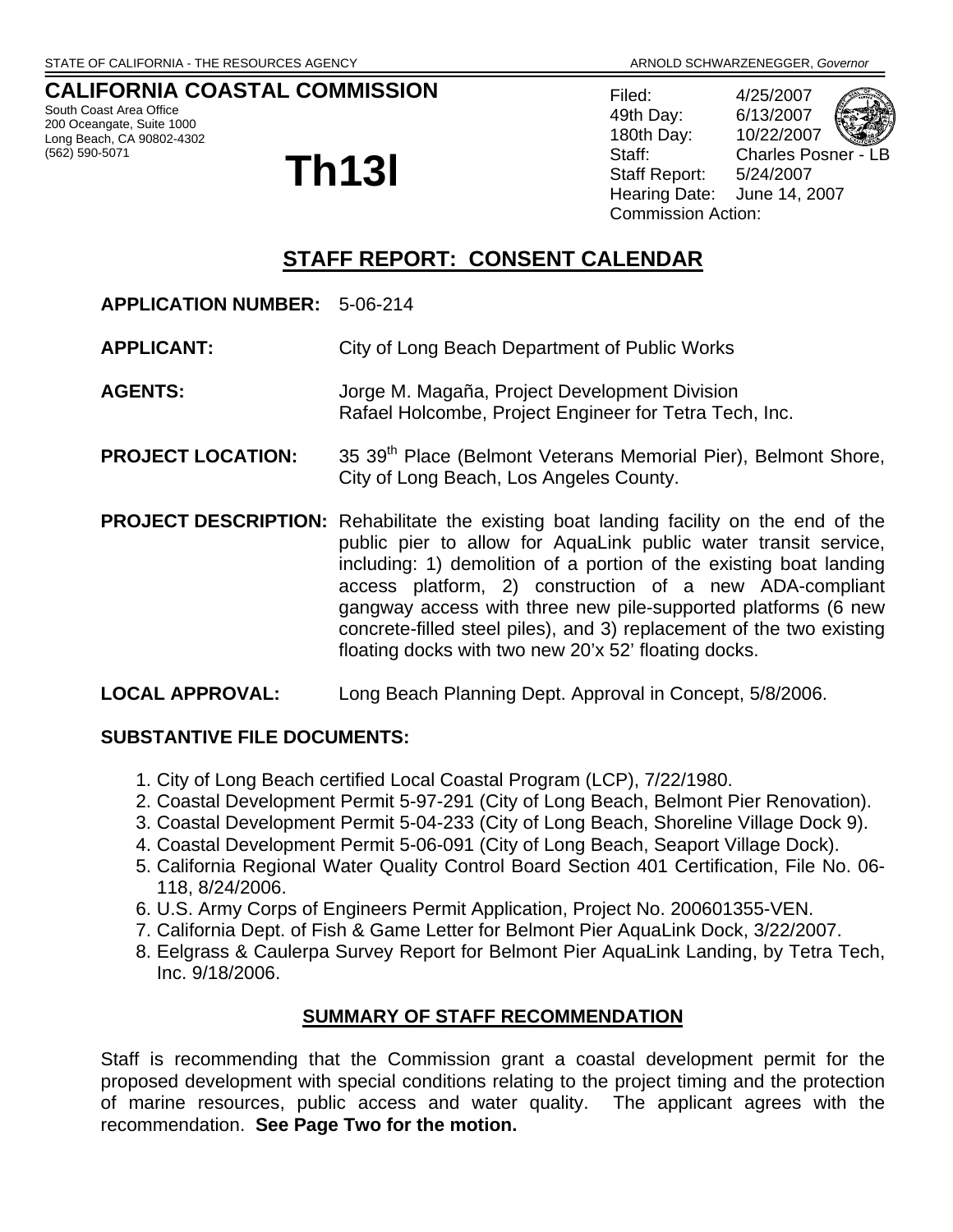STATE OF CALIFORNIA - THE RESOURCES AGENCY — ARNOLD SCHWARZENEGGER, *Governor*

**CALIFORNIA COASTAL COMMISSION**
South Coast Area Office
200 Oceangate, Suite 1000
Long Beach, CA 90802-4302
(562) 590-5071

# Th13l

Filed: 4/25/2007
49th Day: 6/13/2007
180th Day: 10/22/2007
Staff: Charles Posner - LB
Staff Report: 5/24/2007
Hearing Date: June 14, 2007
Commission Action:

## STAFF REPORT: CONSENT CALENDAR

**APPLICATION NUMBER:** 5-06-214

**APPLICANT:** City of Long Beach Department of Public Works

**AGENTS:** Jorge M. Magaña, Project Development Division
Rafael Holcombe, Project Engineer for Tetra Tech, Inc.

**PROJECT LOCATION:** 35 39th Place (Belmont Veterans Memorial Pier), Belmont Shore, City of Long Beach, Los Angeles County.

**PROJECT DESCRIPTION:** Rehabilitate the existing boat landing facility on the end of the public pier to allow for AquaLink public water transit service, including: 1) demolition of a portion of the existing boat landing access platform, 2) construction of a new ADA-compliant gangway access with three new pile-supported platforms (6 new concrete-filled steel piles), and 3) replacement of the two existing floating docks with two new 20'x 52' floating docks.

**LOCAL APPROVAL:** Long Beach Planning Dept. Approval in Concept, 5/8/2006.

**SUBSTANTIVE FILE DOCUMENTS:**

1. City of Long Beach certified Local Coastal Program (LCP), 7/22/1980.
2. Coastal Development Permit 5-97-291 (City of Long Beach, Belmont Pier Renovation).
3. Coastal Development Permit 5-04-233 (City of Long Beach, Shoreline Village Dock 9).
4. Coastal Development Permit 5-06-091 (City of Long Beach, Seaport Village Dock).
5. California Regional Water Quality Control Board Section 401 Certification, File No. 06-118, 8/24/2006.
6. U.S. Army Corps of Engineers Permit Application, Project No. 200601355-VEN.
7. California Dept. of Fish & Game Letter for Belmont Pier AquaLink Dock, 3/22/2007.
8. Eelgrass & Caulerpa Survey Report for Belmont Pier AquaLink Landing, by Tetra Tech, Inc. 9/18/2006.

### SUMMARY OF STAFF RECOMMENDATION

Staff is recommending that the Commission grant a coastal development permit for the proposed development with special conditions relating to the project timing and the protection of marine resources, public access and water quality. The applicant agrees with the recommendation. **See Page Two for the motion.**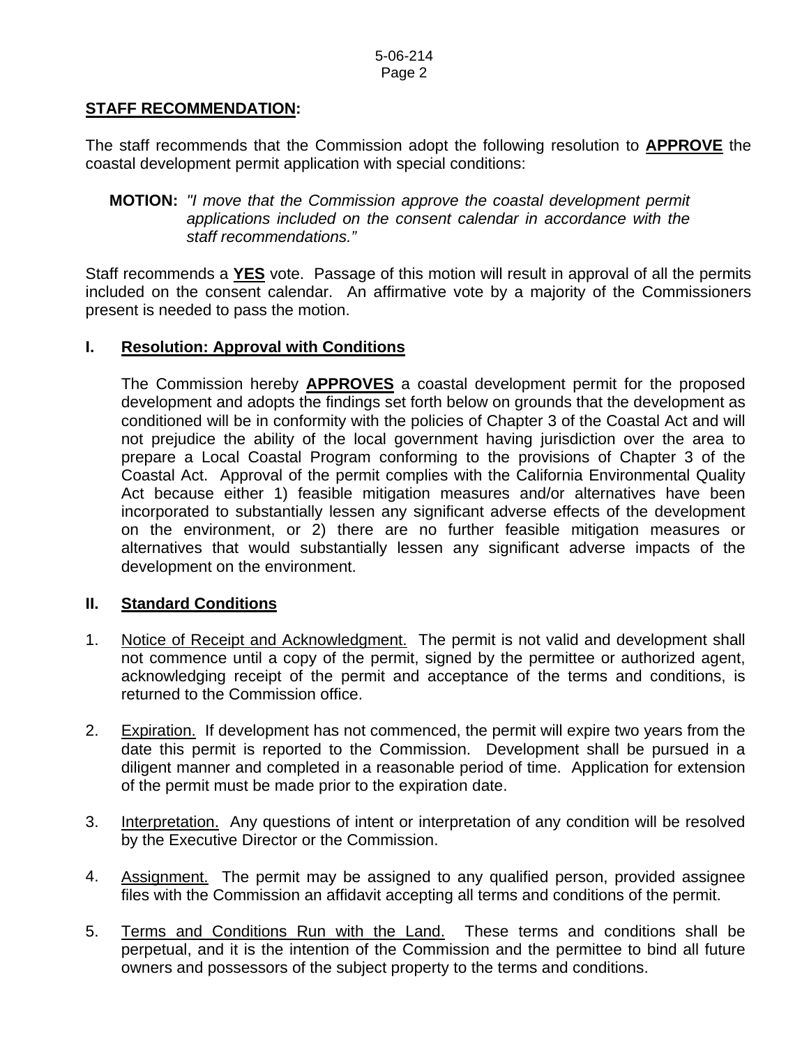## STAFF RECOMMENDATION:

The staff recommends that the Commission adopt the following resolution to **APPROVE** the coastal development permit application with special conditions:

**MOTION:** *"I move that the Commission approve the coastal development permit applications included on the consent calendar in accordance with the staff recommendations."*

Staff recommends a **YES** vote. Passage of this motion will result in approval of all the permits included on the consent calendar. An affirmative vote by a majority of the Commissioners present is needed to pass the motion.

### I. Resolution: Approval with Conditions

The Commission hereby **APPROVES** a coastal development permit for the proposed development and adopts the findings set forth below on grounds that the development as conditioned will be in conformity with the policies of Chapter 3 of the Coastal Act and will not prejudice the ability of the local government having jurisdiction over the area to prepare a Local Coastal Program conforming to the provisions of Chapter 3 of the Coastal Act. Approval of the permit complies with the California Environmental Quality Act because either 1) feasible mitigation measures and/or alternatives have been incorporated to substantially lessen any significant adverse effects of the development on the environment, or 2) there are no further feasible mitigation measures or alternatives that would substantially lessen any significant adverse impacts of the development on the environment.

### II. Standard Conditions

1. Notice of Receipt and Acknowledgment. The permit is not valid and development shall not commence until a copy of the permit, signed by the permittee or authorized agent, acknowledging receipt of the permit and acceptance of the terms and conditions, is returned to the Commission office.

2. Expiration. If development has not commenced, the permit will expire two years from the date this permit is reported to the Commission. Development shall be pursued in a diligent manner and completed in a reasonable period of time. Application for extension of the permit must be made prior to the expiration date.

3. Interpretation. Any questions of intent or interpretation of any condition will be resolved by the Executive Director or the Commission.

4. Assignment. The permit may be assigned to any qualified person, provided assignee files with the Commission an affidavit accepting all terms and conditions of the permit.

5. Terms and Conditions Run with the Land. These terms and conditions shall be perpetual, and it is the intention of the Commission and the permittee to bind all future owners and possessors of the subject property to the terms and conditions.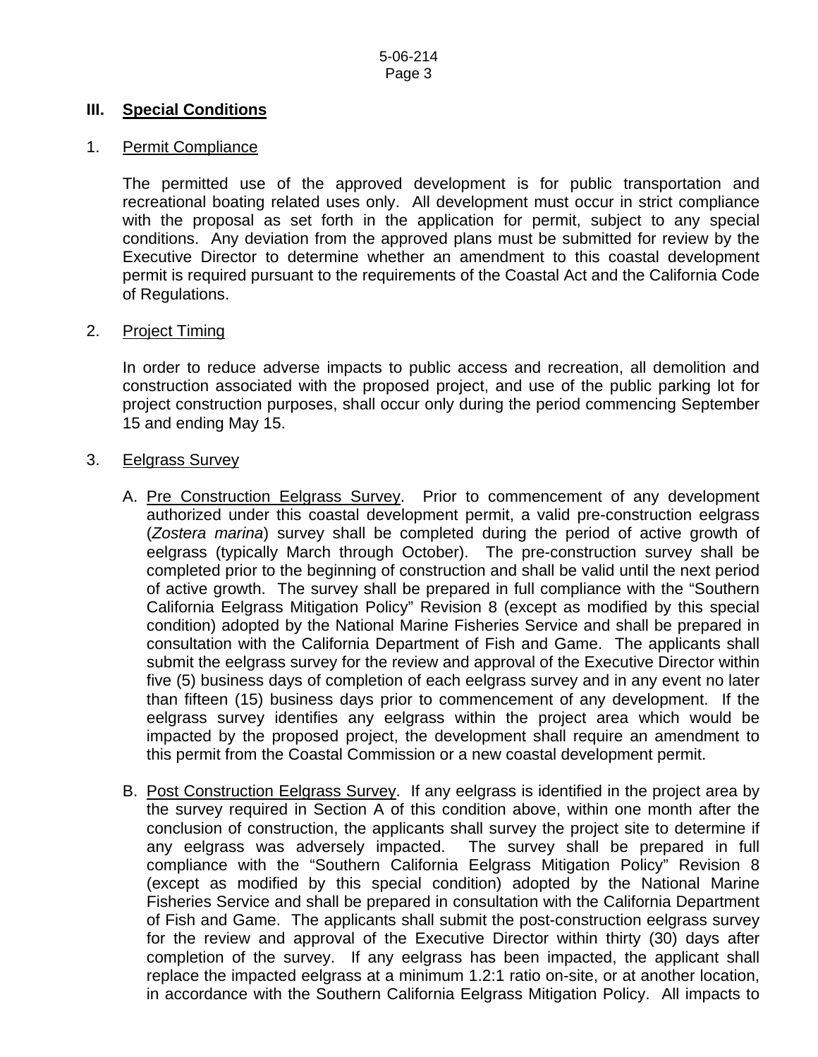## III. Special Conditions

1. Permit Compliance

   The permitted use of the approved development is for public transportation and recreational boating related uses only. All development must occur in strict compliance with the proposal as set forth in the application for permit, subject to any special conditions. Any deviation from the approved plans must be submitted for review by the Executive Director to determine whether an amendment to this coastal development permit is required pursuant to the requirements of the Coastal Act and the California Code of Regulations.

2. Project Timing

   In order to reduce adverse impacts to public access and recreation, all demolition and construction associated with the proposed project, and use of the public parking lot for project construction purposes, shall occur only during the period commencing September 15 and ending May 15.

3. Eelgrass Survey

   A. Pre Construction Eelgrass Survey. Prior to commencement of any development authorized under this coastal development permit, a valid pre-construction eelgrass (*Zostera marina*) survey shall be completed during the period of active growth of eelgrass (typically March through October). The pre-construction survey shall be completed prior to the beginning of construction and shall be valid until the next period of active growth. The survey shall be prepared in full compliance with the "Southern California Eelgrass Mitigation Policy" Revision 8 (except as modified by this special condition) adopted by the National Marine Fisheries Service and shall be prepared in consultation with the California Department of Fish and Game. The applicants shall submit the eelgrass survey for the review and approval of the Executive Director within five (5) business days of completion of each eelgrass survey and in any event no later than fifteen (15) business days prior to commencement of any development. If the eelgrass survey identifies any eelgrass within the project area which would be impacted by the proposed project, the development shall require an amendment to this permit from the Coastal Commission or a new coastal development permit.

   B. Post Construction Eelgrass Survey. If any eelgrass is identified in the project area by the survey required in Section A of this condition above, within one month after the conclusion of construction, the applicants shall survey the project site to determine if any eelgrass was adversely impacted. The survey shall be prepared in full compliance with the "Southern California Eelgrass Mitigation Policy" Revision 8 (except as modified by this special condition) adopted by the National Marine Fisheries Service and shall be prepared in consultation with the California Department of Fish and Game. The applicants shall submit the post-construction eelgrass survey for the review and approval of the Executive Director within thirty (30) days after completion of the survey. If any eelgrass has been impacted, the applicant shall replace the impacted eelgrass at a minimum 1.2:1 ratio on-site, or at another location, in accordance with the Southern California Eelgrass Mitigation Policy. All impacts to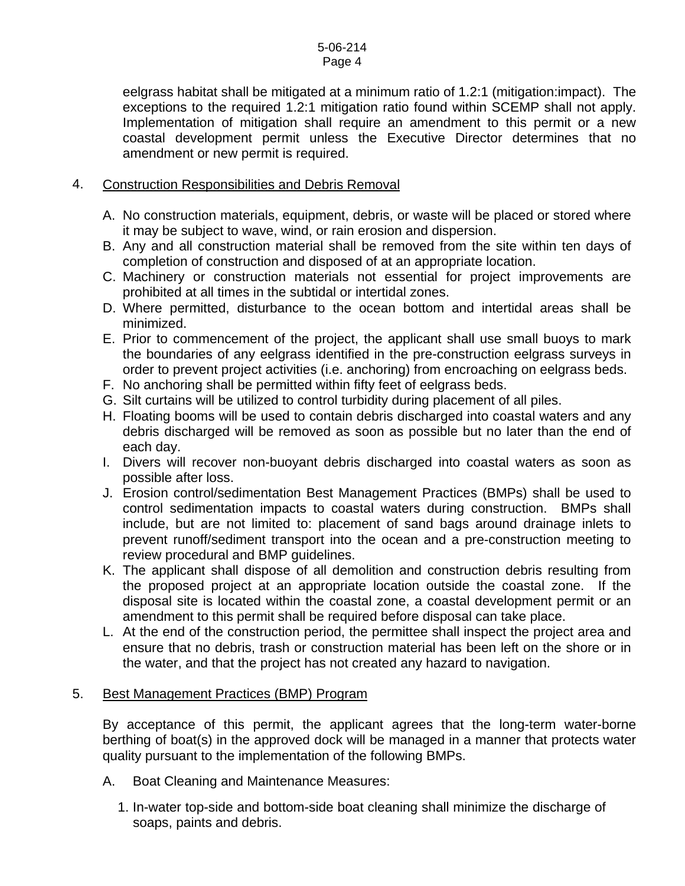eelgrass habitat shall be mitigated at a minimum ratio of 1.2:1 (mitigation:impact). The exceptions to the required 1.2:1 mitigation ratio found within SCEMP shall not apply. Implementation of mitigation shall require an amendment to this permit or a new coastal development permit unless the Executive Director determines that no amendment or new permit is required.

4. Construction Responsibilities and Debris Removal

A. No construction materials, equipment, debris, or waste will be placed or stored where it may be subject to wave, wind, or rain erosion and dispersion.
B. Any and all construction material shall be removed from the site within ten days of completion of construction and disposed of at an appropriate location.
C. Machinery or construction materials not essential for project improvements are prohibited at all times in the subtidal or intertidal zones.
D. Where permitted, disturbance to the ocean bottom and intertidal areas shall be minimized.
E. Prior to commencement of the project, the applicant shall use small buoys to mark the boundaries of any eelgrass identified in the pre-construction eelgrass surveys in order to prevent project activities (i.e. anchoring) from encroaching on eelgrass beds.
F. No anchoring shall be permitted within fifty feet of eelgrass beds.
G. Silt curtains will be utilized to control turbidity during placement of all piles.
H. Floating booms will be used to contain debris discharged into coastal waters and any debris discharged will be removed as soon as possible but no later than the end of each day.
I. Divers will recover non-buoyant debris discharged into coastal waters as soon as possible after loss.
J. Erosion control/sedimentation Best Management Practices (BMPs) shall be used to control sedimentation impacts to coastal waters during construction. BMPs shall include, but are not limited to: placement of sand bags around drainage inlets to prevent runoff/sediment transport into the ocean and a pre-construction meeting to review procedural and BMP guidelines.
K. The applicant shall dispose of all demolition and construction debris resulting from the proposed project at an appropriate location outside the coastal zone. If the disposal site is located within the coastal zone, a coastal development permit or an amendment to this permit shall be required before disposal can take place.
L. At the end of the construction period, the permittee shall inspect the project area and ensure that no debris, trash or construction material has been left on the shore or in the water, and that the project has not created any hazard to navigation.

5. Best Management Practices (BMP) Program

By acceptance of this permit, the applicant agrees that the long-term water-borne berthing of boat(s) in the approved dock will be managed in a manner that protects water quality pursuant to the implementation of the following BMPs.

A. Boat Cleaning and Maintenance Measures:

1. In-water top-side and bottom-side boat cleaning shall minimize the discharge of soaps, paints and debris.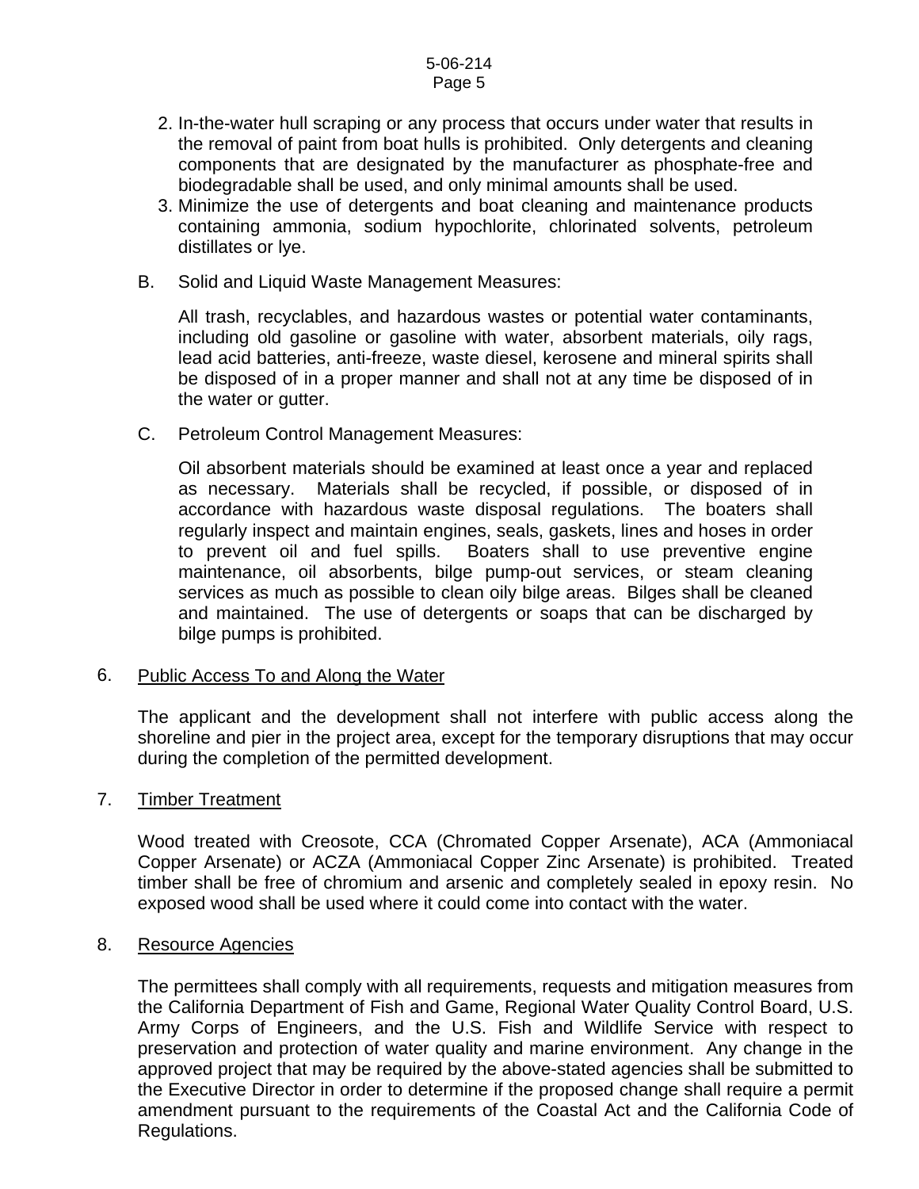2. In-the-water hull scraping or any process that occurs under water that results in the removal of paint from boat hulls is prohibited. Only detergents and cleaning components that are designated by the manufacturer as phosphate-free and biodegradable shall be used, and only minimal amounts shall be used.
3. Minimize the use of detergents and boat cleaning and maintenance products containing ammonia, sodium hypochlorite, chlorinated solvents, petroleum distillates or lye.

B. Solid and Liquid Waste Management Measures:

All trash, recyclables, and hazardous wastes or potential water contaminants, including old gasoline or gasoline with water, absorbent materials, oily rags, lead acid batteries, anti-freeze, waste diesel, kerosene and mineral spirits shall be disposed of in a proper manner and shall not at any time be disposed of in the water or gutter.

C. Petroleum Control Management Measures:

Oil absorbent materials should be examined at least once a year and replaced as necessary. Materials shall be recycled, if possible, or disposed of in accordance with hazardous waste disposal regulations. The boaters shall regularly inspect and maintain engines, seals, gaskets, lines and hoses in order to prevent oil and fuel spills. Boaters shall to use preventive engine maintenance, oil absorbents, bilge pump-out services, or steam cleaning services as much as possible to clean oily bilge areas. Bilges shall be cleaned and maintained. The use of detergents or soaps that can be discharged by bilge pumps is prohibited.

6. Public Access To and Along the Water

The applicant and the development shall not interfere with public access along the shoreline and pier in the project area, except for the temporary disruptions that may occur during the completion of the permitted development.

7. Timber Treatment

Wood treated with Creosote, CCA (Chromated Copper Arsenate), ACA (Ammoniacal Copper Arsenate) or ACZA (Ammoniacal Copper Zinc Arsenate) is prohibited. Treated timber shall be free of chromium and arsenic and completely sealed in epoxy resin. No exposed wood shall be used where it could come into contact with the water.

8. Resource Agencies

The permittees shall comply with all requirements, requests and mitigation measures from the California Department of Fish and Game, Regional Water Quality Control Board, U.S. Army Corps of Engineers, and the U.S. Fish and Wildlife Service with respect to preservation and protection of water quality and marine environment. Any change in the approved project that may be required by the above-stated agencies shall be submitted to the Executive Director in order to determine if the proposed change shall require a permit amendment pursuant to the requirements of the Coastal Act and the California Code of Regulations.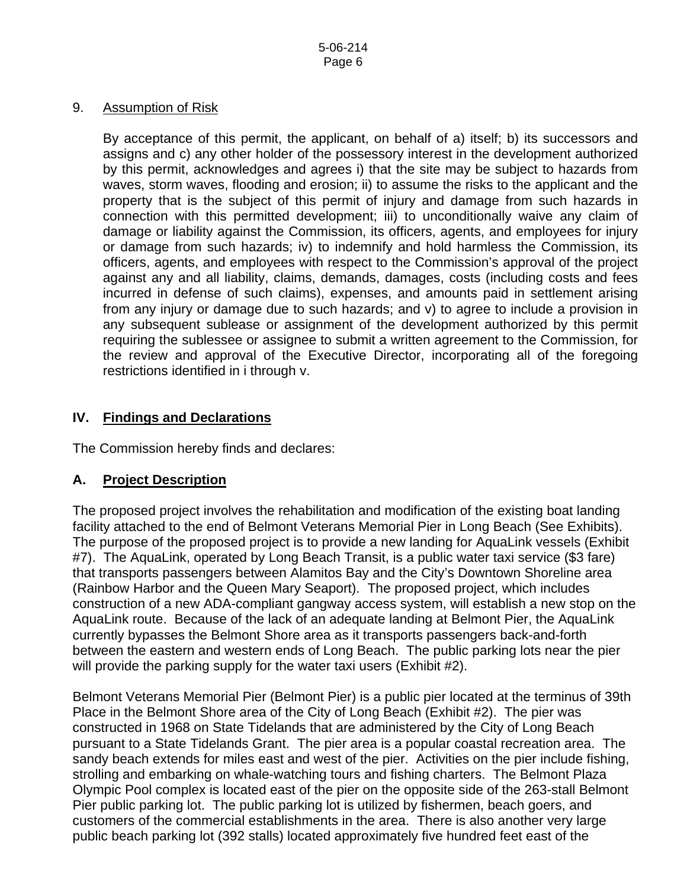9. <u>Assumption of Risk</u>

   By acceptance of this permit, the applicant, on behalf of a) itself; b) its successors and assigns and c) any other holder of the possessory interest in the development authorized by this permit, acknowledges and agrees i) that the site may be subject to hazards from waves, storm waves, flooding and erosion; ii) to assume the risks to the applicant and the property that is the subject of this permit of injury and damage from such hazards in connection with this permitted development; iii) to unconditionally waive any claim of damage or liability against the Commission, its officers, agents, and employees for injury or damage from such hazards; iv) to indemnify and hold harmless the Commission, its officers, agents, and employees with respect to the Commission's approval of the project against any and all liability, claims, demands, damages, costs (including costs and fees incurred in defense of such claims), expenses, and amounts paid in settlement arising from any injury or damage due to such hazards; and v) to agree to include a provision in any subsequent sublease or assignment of the development authorized by this permit requiring the sublessee or assignee to submit a written agreement to the Commission, for the review and approval of the Executive Director, incorporating all of the foregoing restrictions identified in i through v.

## IV. Findings and Declarations

The Commission hereby finds and declares:

### A. Project Description

The proposed project involves the rehabilitation and modification of the existing boat landing facility attached to the end of Belmont Veterans Memorial Pier in Long Beach (See Exhibits). The purpose of the proposed project is to provide a new landing for AquaLink vessels (Exhibit #7). The AquaLink, operated by Long Beach Transit, is a public water taxi service ($3 fare) that transports passengers between Alamitos Bay and the City's Downtown Shoreline area (Rainbow Harbor and the Queen Mary Seaport). The proposed project, which includes construction of a new ADA-compliant gangway access system, will establish a new stop on the AquaLink route. Because of the lack of an adequate landing at Belmont Pier, the AquaLink currently bypasses the Belmont Shore area as it transports passengers back-and-forth between the eastern and western ends of Long Beach. The public parking lots near the pier will provide the parking supply for the water taxi users (Exhibit #2).

Belmont Veterans Memorial Pier (Belmont Pier) is a public pier located at the terminus of 39th Place in the Belmont Shore area of the City of Long Beach (Exhibit #2). The pier was constructed in 1968 on State Tidelands that are administered by the City of Long Beach pursuant to a State Tidelands Grant. The pier area is a popular coastal recreation area. The sandy beach extends for miles east and west of the pier. Activities on the pier include fishing, strolling and embarking on whale-watching tours and fishing charters. The Belmont Plaza Olympic Pool complex is located east of the pier on the opposite side of the 263-stall Belmont Pier public parking lot. The public parking lot is utilized by fishermen, beach goers, and customers of the commercial establishments in the area. There is also another very large public beach parking lot (392 stalls) located approximately five hundred feet east of the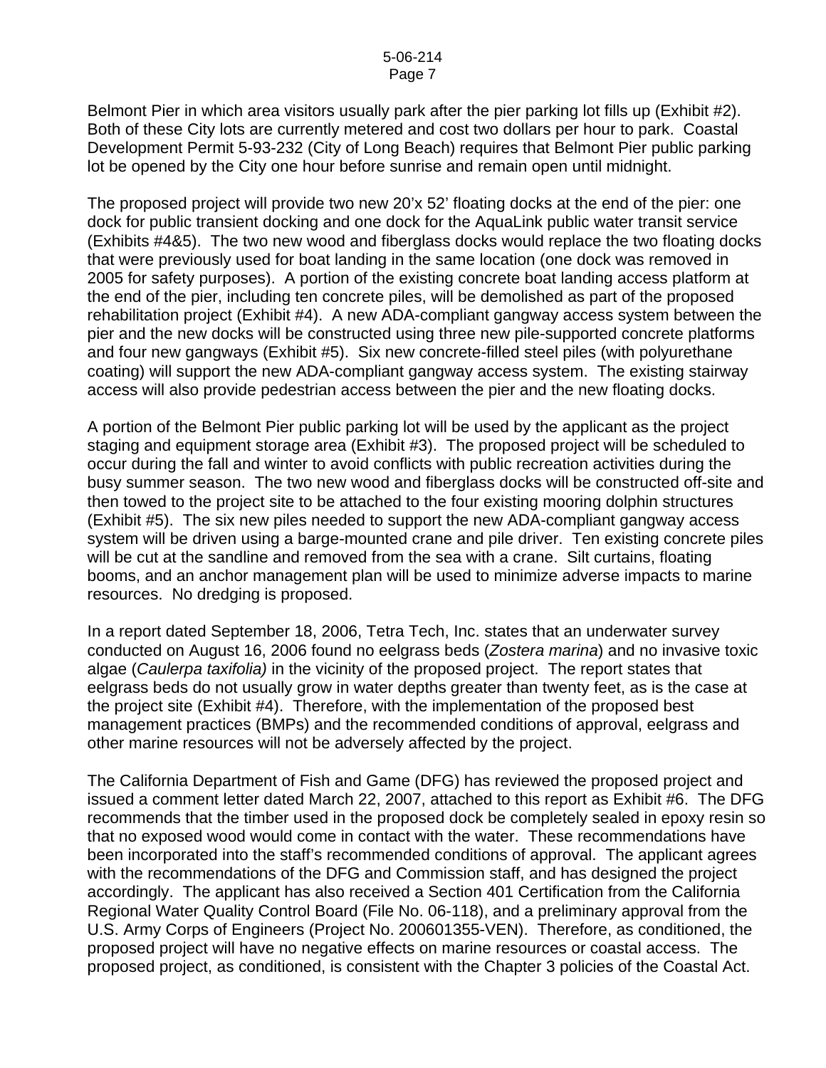Belmont Pier in which area visitors usually park after the pier parking lot fills up (Exhibit #2). Both of these City lots are currently metered and cost two dollars per hour to park. Coastal Development Permit 5-93-232 (City of Long Beach) requires that Belmont Pier public parking lot be opened by the City one hour before sunrise and remain open until midnight.

The proposed project will provide two new 20'x 52' floating docks at the end of the pier: one dock for public transient docking and one dock for the AquaLink public water transit service (Exhibits #4&5). The two new wood and fiberglass docks would replace the two floating docks that were previously used for boat landing in the same location (one dock was removed in 2005 for safety purposes). A portion of the existing concrete boat landing access platform at the end of the pier, including ten concrete piles, will be demolished as part of the proposed rehabilitation project (Exhibit #4). A new ADA-compliant gangway access system between the pier and the new docks will be constructed using three new pile-supported concrete platforms and four new gangways (Exhibit #5). Six new concrete-filled steel piles (with polyurethane coating) will support the new ADA-compliant gangway access system. The existing stairway access will also provide pedestrian access between the pier and the new floating docks.

A portion of the Belmont Pier public parking lot will be used by the applicant as the project staging and equipment storage area (Exhibit #3). The proposed project will be scheduled to occur during the fall and winter to avoid conflicts with public recreation activities during the busy summer season. The two new wood and fiberglass docks will be constructed off-site and then towed to the project site to be attached to the four existing mooring dolphin structures (Exhibit #5). The six new piles needed to support the new ADA-compliant gangway access system will be driven using a barge-mounted crane and pile driver. Ten existing concrete piles will be cut at the sandline and removed from the sea with a crane. Silt curtains, floating booms, and an anchor management plan will be used to minimize adverse impacts to marine resources. No dredging is proposed.

In a report dated September 18, 2006, Tetra Tech, Inc. states that an underwater survey conducted on August 16, 2006 found no eelgrass beds (*Zostera marina*) and no invasive toxic algae (*Caulerpa taxifolia)* in the vicinity of the proposed project. The report states that eelgrass beds do not usually grow in water depths greater than twenty feet, as is the case at the project site (Exhibit #4). Therefore, with the implementation of the proposed best management practices (BMPs) and the recommended conditions of approval, eelgrass and other marine resources will not be adversely affected by the project.

The California Department of Fish and Game (DFG) has reviewed the proposed project and issued a comment letter dated March 22, 2007, attached to this report as Exhibit #6. The DFG recommends that the timber used in the proposed dock be completely sealed in epoxy resin so that no exposed wood would come in contact with the water. These recommendations have been incorporated into the staff's recommended conditions of approval. The applicant agrees with the recommendations of the DFG and Commission staff, and has designed the project accordingly. The applicant has also received a Section 401 Certification from the California Regional Water Quality Control Board (File No. 06-118), and a preliminary approval from the U.S. Army Corps of Engineers (Project No. 200601355-VEN). Therefore, as conditioned, the proposed project will have no negative effects on marine resources or coastal access. The proposed project, as conditioned, is consistent with the Chapter 3 policies of the Coastal Act.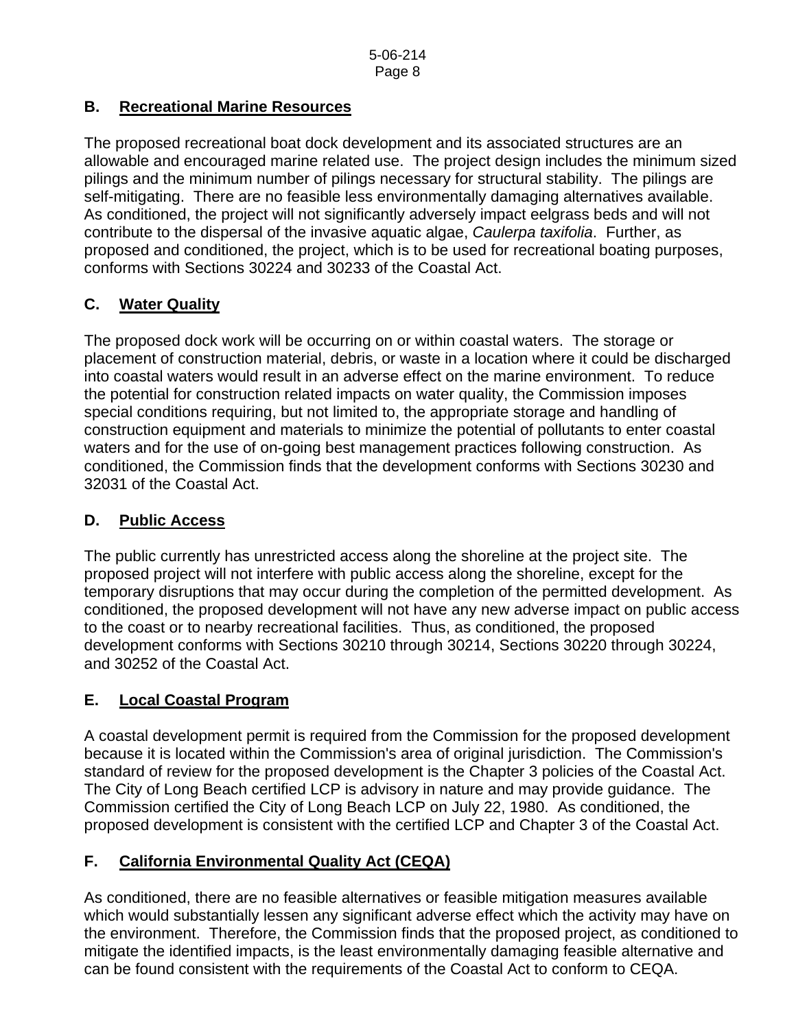## B. Recreational Marine Resources

The proposed recreational boat dock development and its associated structures are an allowable and encouraged marine related use. The project design includes the minimum sized pilings and the minimum number of pilings necessary for structural stability. The pilings are self-mitigating. There are no feasible less environmentally damaging alternatives available. As conditioned, the project will not significantly adversely impact eelgrass beds and will not contribute to the dispersal of the invasive aquatic algae, *Caulerpa taxifolia*. Further, as proposed and conditioned, the project, which is to be used for recreational boating purposes, conforms with Sections 30224 and 30233 of the Coastal Act.

## C. Water Quality

The proposed dock work will be occurring on or within coastal waters. The storage or placement of construction material, debris, or waste in a location where it could be discharged into coastal waters would result in an adverse effect on the marine environment. To reduce the potential for construction related impacts on water quality, the Commission imposes special conditions requiring, but not limited to, the appropriate storage and handling of construction equipment and materials to minimize the potential of pollutants to enter coastal waters and for the use of on-going best management practices following construction. As conditioned, the Commission finds that the development conforms with Sections 30230 and 32031 of the Coastal Act.

## D. Public Access

The public currently has unrestricted access along the shoreline at the project site. The proposed project will not interfere with public access along the shoreline, except for the temporary disruptions that may occur during the completion of the permitted development. As conditioned, the proposed development will not have any new adverse impact on public access to the coast or to nearby recreational facilities. Thus, as conditioned, the proposed development conforms with Sections 30210 through 30214, Sections 30220 through 30224, and 30252 of the Coastal Act.

## E. Local Coastal Program

A coastal development permit is required from the Commission for the proposed development because it is located within the Commission's area of original jurisdiction. The Commission's standard of review for the proposed development is the Chapter 3 policies of the Coastal Act. The City of Long Beach certified LCP is advisory in nature and may provide guidance. The Commission certified the City of Long Beach LCP on July 22, 1980. As conditioned, the proposed development is consistent with the certified LCP and Chapter 3 of the Coastal Act.

## F. California Environmental Quality Act (CEQA)

As conditioned, there are no feasible alternatives or feasible mitigation measures available which would substantially lessen any significant adverse effect which the activity may have on the environment. Therefore, the Commission finds that the proposed project, as conditioned to mitigate the identified impacts, is the least environmentally damaging feasible alternative and can be found consistent with the requirements of the Coastal Act to conform to CEQA.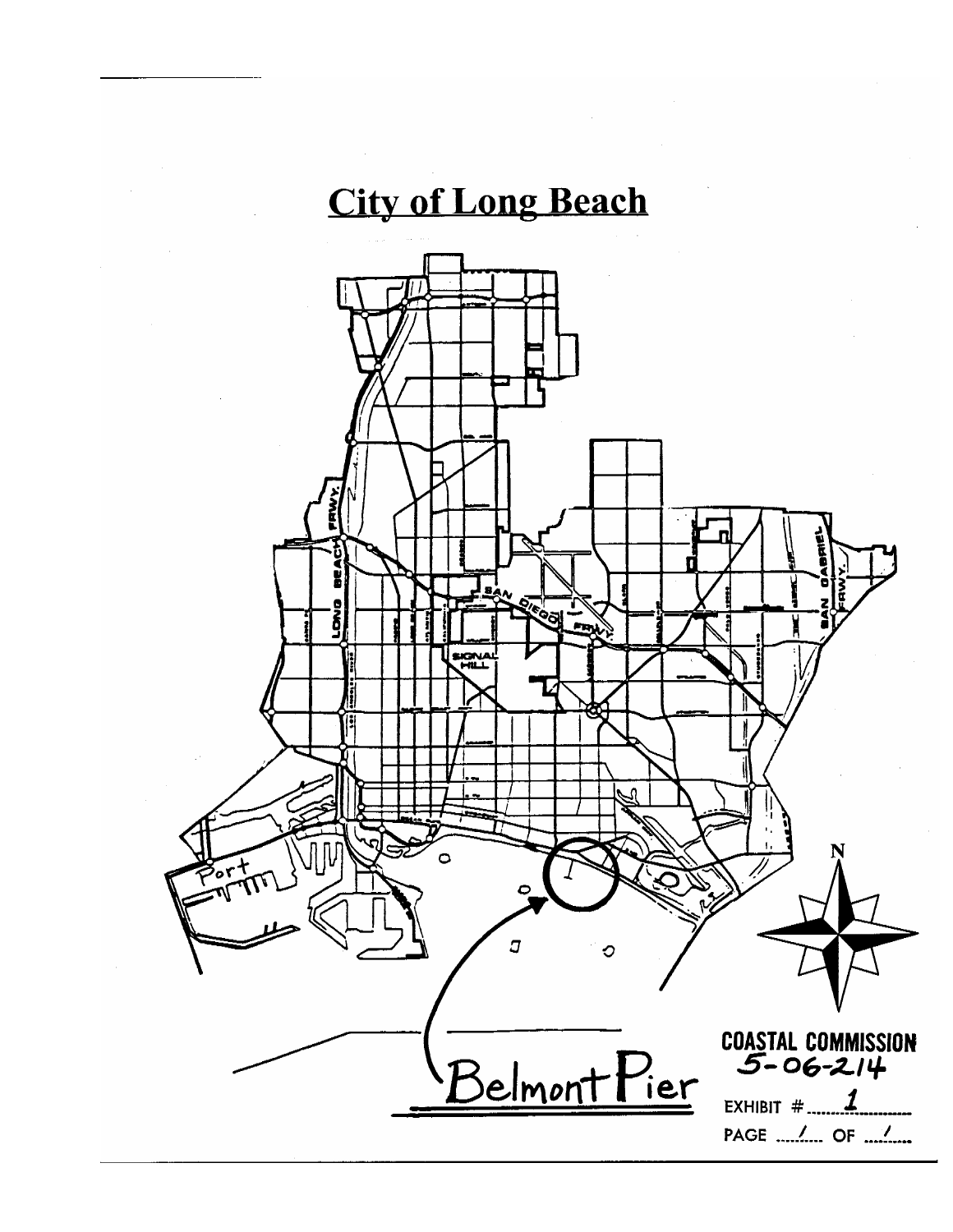# City of Long Beach

Belmont Pier

COASTAL COMMISSION
5-06-214

EXHIBIT # 1

PAGE 1 OF 1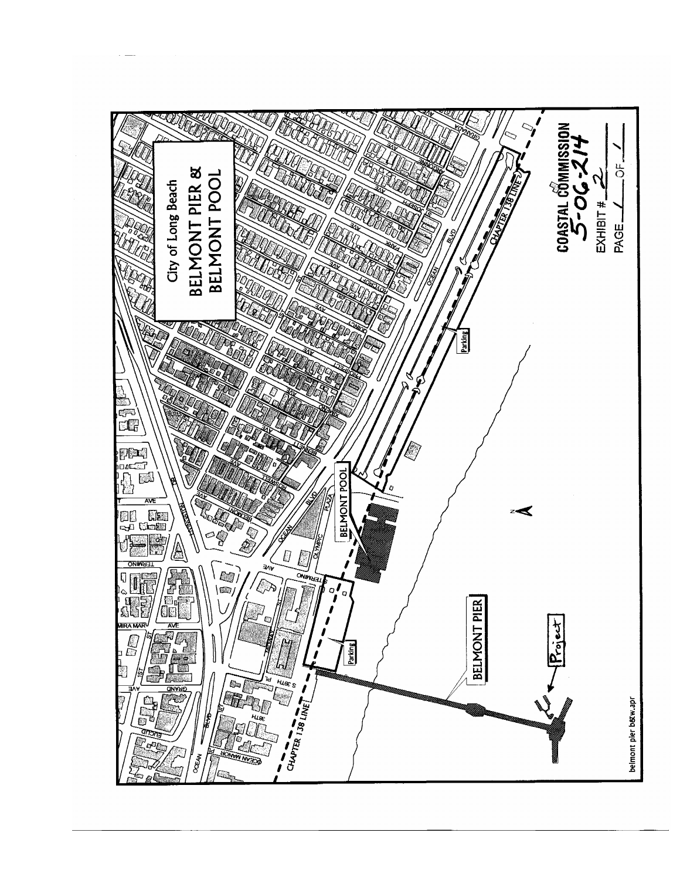City of Long Beach

BELMONT PIER & BELMONT POOL

BELMONT POOL

BELMONT PIER

Project

Parking

Parking

CHAPTER 138 LINE

CHAPTER 138 LINE

belmont pier b&w.apr

COASTAL COMMISSION
5-06-214

EXHIBIT # 2

PAGE 1 OF 1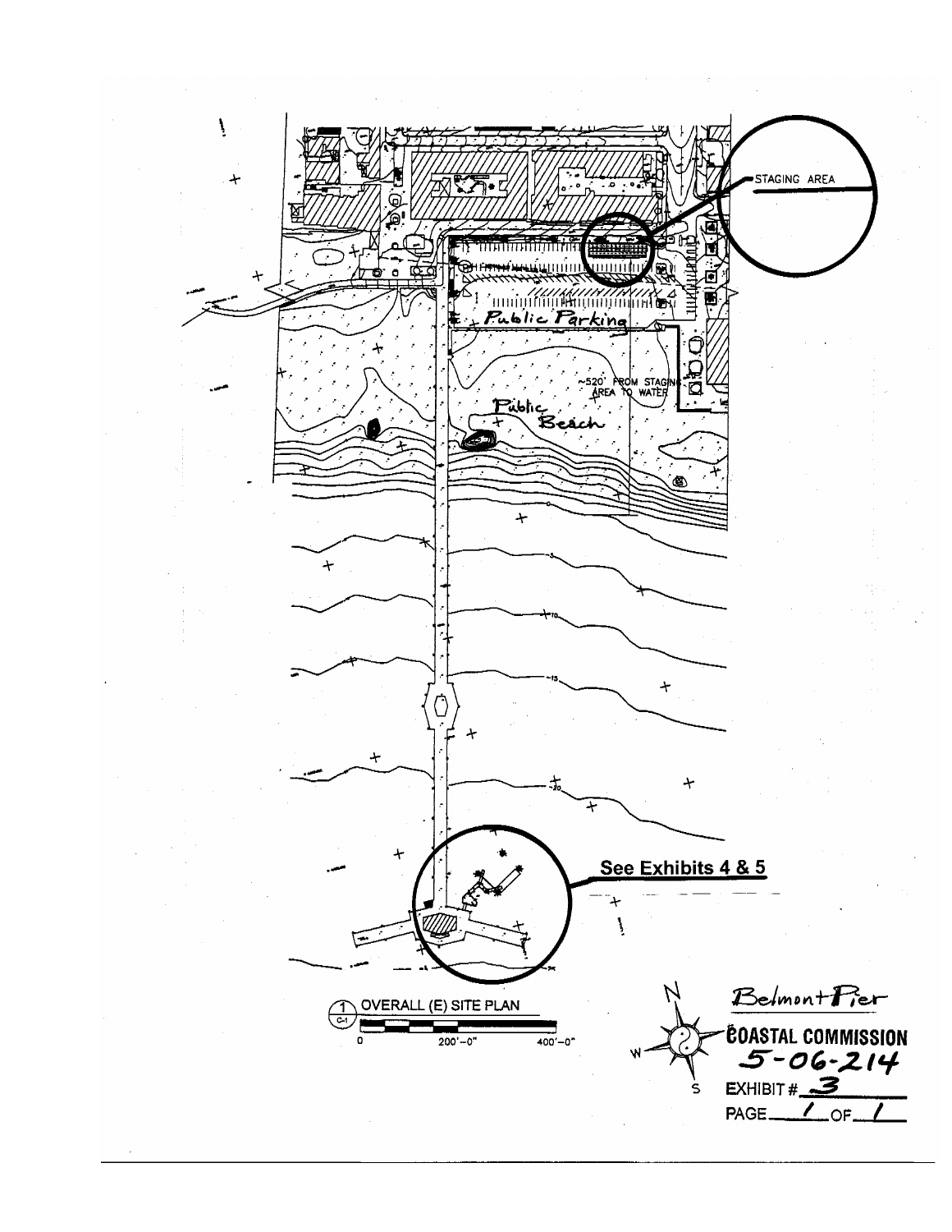STAGING AREA

Public Parking

~520' FROM STAGING AREA TO WATER

Public Beach

See Exhibits 4 & 5

1 OVERALL (E) SITE PLAN
C-1

0 200'-0" 400'-0"

N
W
S

Belmont Pier

COASTAL COMMISSION
5-06-214
EXHIBIT # 3
PAGE 1 OF 1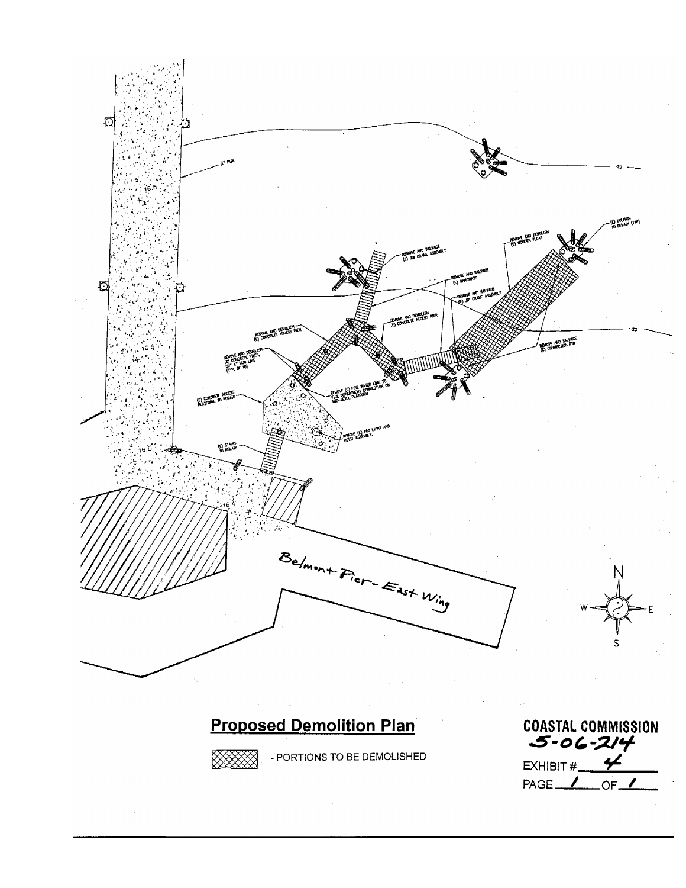(E) PIER

16.5

16.5

16.5

16.4

-22

-23

REMOVE AND SALVAGE (E) JIB CRANE ASSEMBLY

REMOVE AND DEMOLISH (E) WOODEN FLOAT

(E) DOLPHIN TO REMAIN (TYP)

REMOVE AND SALVAGE (E) GANGWAYS

REMOVE AND SALVAGE (E) JIB CRANE ASSEMBLY

REMOVE AND DEMOLISH (E) CONCRETE ACCESS PIER

REMOVE AND DEMOLISH (E) CONCRETE ACCESS PIER

REMOVE AND DEMOLISH (E) CONCRETE PILES, CUT AT MUD LINE (TYP. OF 10)

REMOVE AND SALVAGE (E) CONNECTION PIN

(E) CONCRETE ACCESS PLATFORM TO REMAIN

REMOVE (E) FIRE WATER LINE TO FIRE DEPARTMENT CONNECTION ON MID-LEVEL PLATFORM

REMOVE (E) FOG LIGHT AND HOIST ASSEMBLY.

(E) STAIRS TO REMAIN

Belmont Pier - East Wing

N

W E

S

## Proposed Demolition Plan

- PORTIONS TO BE DEMOLISHED

**COASTAL COMMISSION**
5-06-214
EXHIBIT # 4
PAGE 1 OF 1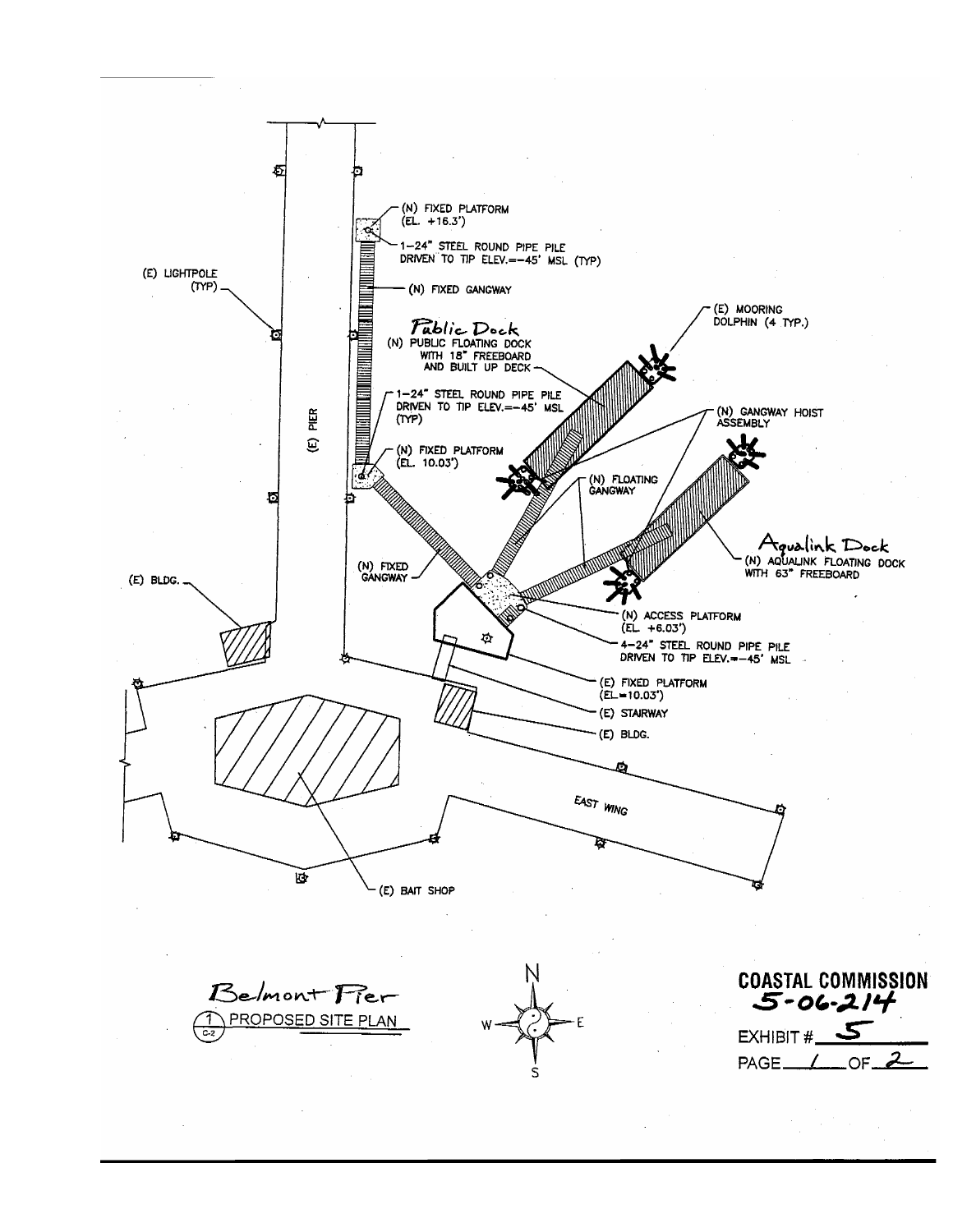(N) FIXED PLATFORM
(EL. +16.3')

1-24" STEEL ROUND PIPE PILE DRIVEN TO TIP ELEV.=-45' MSL (TYP)

(E) LIGHTPOLE (TYP)

(N) FIXED GANGWAY

Public Dock
(N) PUBLIC FLOATING DOCK WITH 18" FREEBOARD AND BUILT UP DECK

(E) MOORING DOLPHIN (4 TYP.)

1-24" STEEL ROUND PIPE PILE DRIVEN TO TIP ELEV.=-45' MSL (TYP)

(E) PIER

(N) GANGWAY HOIST ASSEMBLY

(N) FIXED PLATFORM
(EL. 10.03')

(N) FLOATING GANGWAY

Aqualink Dock
(N) AQUALINK FLOATING DOCK WITH 63" FREEBOARD

(E) BLDG.

(N) FIXED GANGWAY

(N) ACCESS PLATFORM
(EL +6.03')

4-24" STEEL ROUND PIPE PILE DRIVEN TO TIP ELEV.=-45' MSL

(E) FIXED PLATFORM
(EL=10.03')

(E) STAIRWAY

(E) BLDG.

EAST WING

(E) BAIT SHOP

Belmont Pier

1 PROPOSED SITE PLAN
C-2

N
W E
S

**COASTAL COMMISSION**
5-06-214

EXHIBIT # 5

PAGE 1 OF 2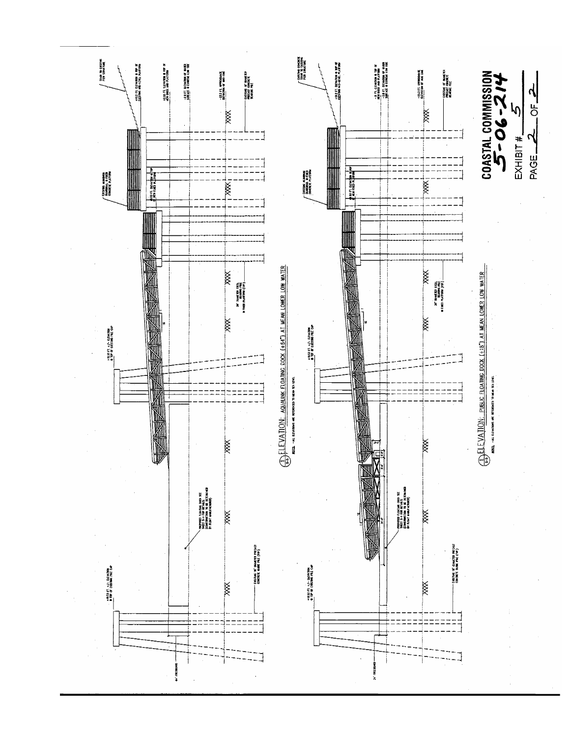## ELEVATION: AQUALINK FLOATING DOCK (+64") AT MEAN LOWER LOW WATER

NOTE: ALL ELEVATIONS ARE REFERENCED TO MEAN SEA LEVEL

## ELEVATION: PUBLIC FLOATING DOCK (+18") AT MEAN LOWER LOW WATER

NOTE: ALL ELEVATIONS ARE REFERENCED TO MEAN SEA LEVEL

COASTAL COMMISSION
5-06-214
EXHIBIT # 5
PAGE 2 OF 2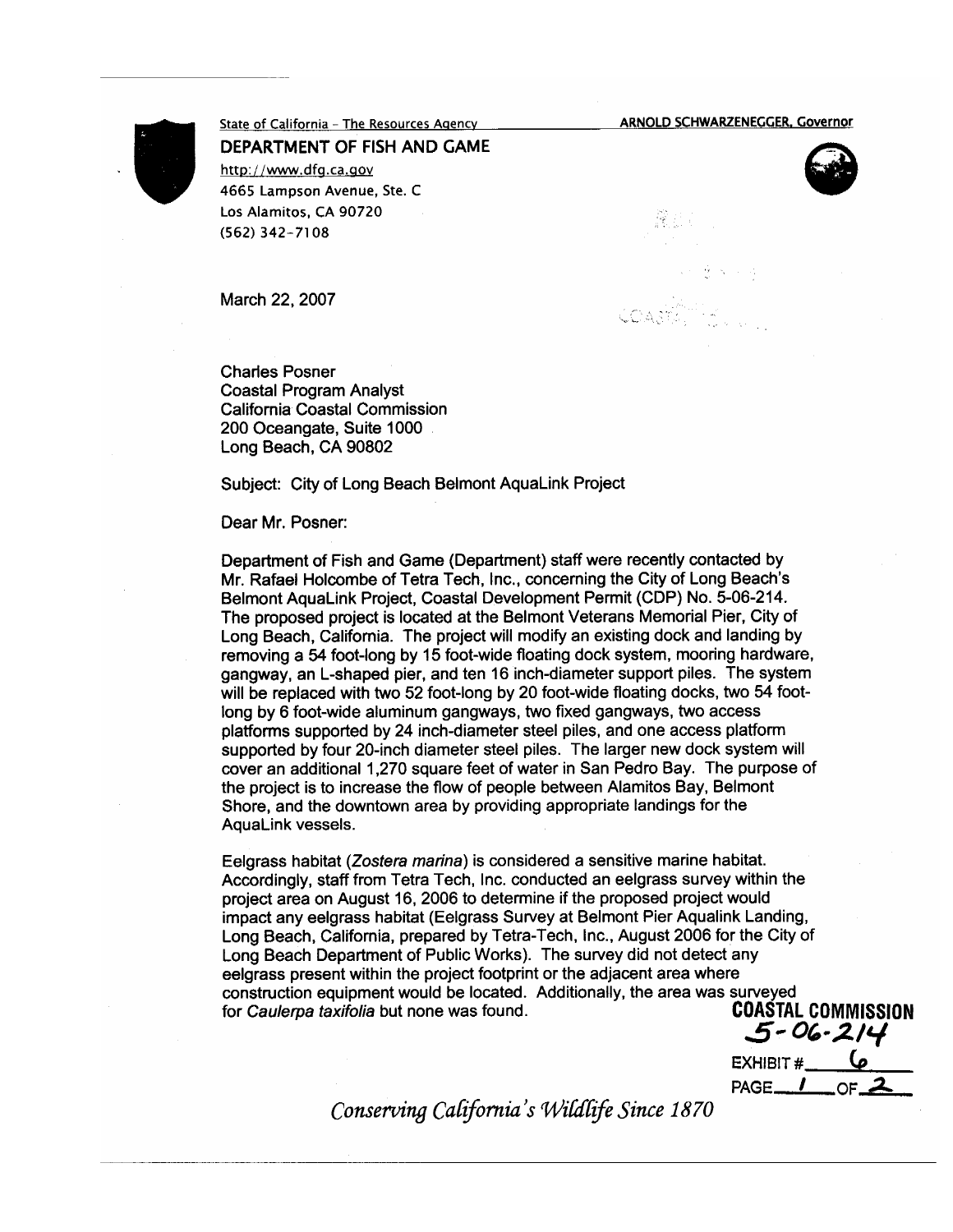State of California – The Resources Agency ARNOLD SCHWARZENEGGER, Governor

**DEPARTMENT OF FISH AND GAME**
http://www.dfg.ca.gov
4665 Lampson Avenue, Ste. C
Los Alamitos, CA 90720
(562) 342-7108

March 22, 2007

Charles Posner
Coastal Program Analyst
California Coastal Commission
200 Oceangate, Suite 1000
Long Beach, CA 90802

Subject: City of Long Beach Belmont AquaLink Project

Dear Mr. Posner:

Department of Fish and Game (Department) staff were recently contacted by Mr. Rafael Holcombe of Tetra Tech, Inc., concerning the City of Long Beach's Belmont AquaLink Project, Coastal Development Permit (CDP) No. 5-06-214. The proposed project is located at the Belmont Veterans Memorial Pier, City of Long Beach, California. The project will modify an existing dock and landing by removing a 54 foot-long by 15 foot-wide floating dock system, mooring hardware, gangway, an L-shaped pier, and ten 16 inch-diameter support piles. The system will be replaced with two 52 foot-long by 20 foot-wide floating docks, two 54 foot-long by 6 foot-wide aluminum gangways, two fixed gangways, two access platforms supported by 24 inch-diameter steel piles, and one access platform supported by four 20-inch diameter steel piles. The larger new dock system will cover an additional 1,270 square feet of water in San Pedro Bay. The purpose of the project is to increase the flow of people between Alamitos Bay, Belmont Shore, and the downtown area by providing appropriate landings for the AquaLink vessels.

Eelgrass habitat (*Zostera marina*) is considered a sensitive marine habitat. Accordingly, staff from Tetra Tech, Inc. conducted an eelgrass survey within the project area on August 16, 2006 to determine if the proposed project would impact any eelgrass habitat (Eelgrass Survey at Belmont Pier Aqualink Landing, Long Beach, California, prepared by Tetra-Tech, Inc., August 2006 for the City of Long Beach Department of Public Works). The survey did not detect any eelgrass present within the project footprint or the adjacent area where construction equipment would be located. Additionally, the area was surveyed for *Caulerpa taxifolia* but none was found.

**COASTAL COMMISSION**
5-06-214
EXHIBIT # 6
PAGE 1 OF 2

*Conserving California's Wildlife Since 1870*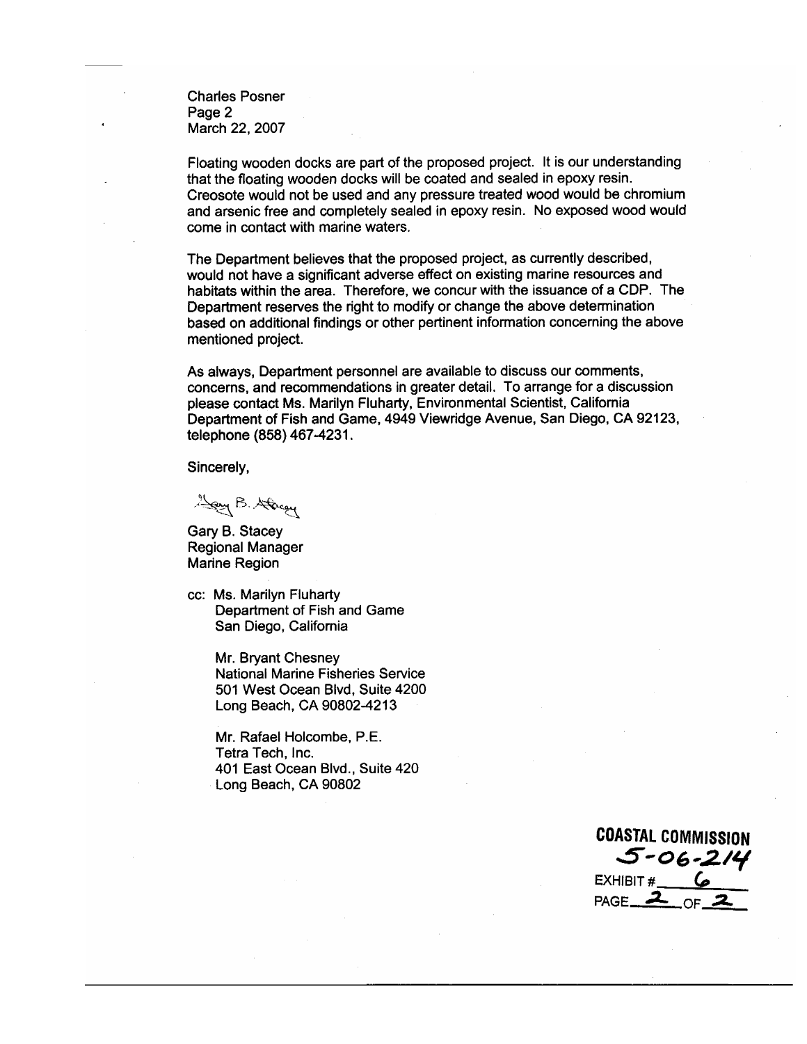Charles Posner
Page 2
March 22, 2007

Floating wooden docks are part of the proposed project. It is our understanding that the floating wooden docks will be coated and sealed in epoxy resin. Creosote would not be used and any pressure treated wood would be chromium and arsenic free and completely sealed in epoxy resin. No exposed wood would come in contact with marine waters.

The Department believes that the proposed project, as currently described, would not have a significant adverse effect on existing marine resources and habitats within the area. Therefore, we concur with the issuance of a CDP. The Department reserves the right to modify or change the above determination based on additional findings or other pertinent information concerning the above mentioned project.

As always, Department personnel are available to discuss our comments, concerns, and recommendations in greater detail. To arrange for a discussion please contact Ms. Marilyn Fluharty, Environmental Scientist, California Department of Fish and Game, 4949 Viewridge Avenue, San Diego, CA 92123, telephone (858) 467-4231.

Sincerely,

Gary B. Stacey
Regional Manager
Marine Region

cc: Ms. Marilyn Fluharty
Department of Fish and Game
San Diego, California

Mr. Bryant Chesney
National Marine Fisheries Service
501 West Ocean Blvd, Suite 4200
Long Beach, CA 90802-4213

Mr. Rafael Holcombe, P.E.
Tetra Tech, Inc.
401 East Ocean Blvd., Suite 420
Long Beach, CA 90802

**COASTAL COMMISSION**
5-06-214
EXHIBIT # 6
PAGE 2 OF 2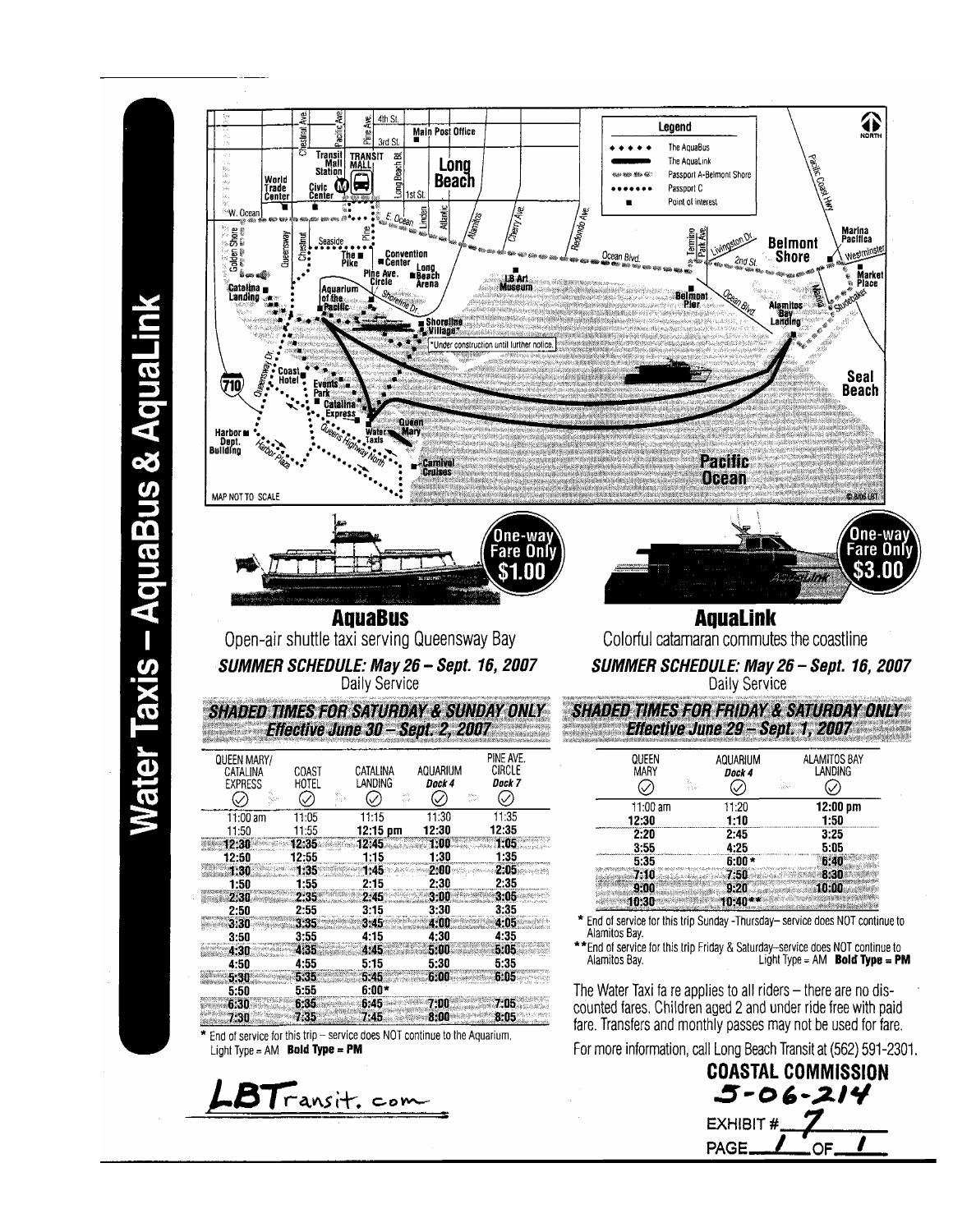# Water Taxis – AquaBus & AquaLink

Legend
The AquaBus
The AquaLink
Passport A-Belmont Shore
Passport C
Point of interest

NORTH

Long Beach
Main Post Office
4th St.
3rd St.
1st St.
Chestnut Ave.
Pacific Ave.
Pine Ave.
Long Beach Bl.
Transit Mall Station
TRANSIT MALL
World Trade Center
Civic Center
W. Ocean
E. Ocean
Linden
Atlantic
Alamitos
Cherry Ave.
Redondo Ave.
Golden Shore
Queensway
Chestnut
Seaside
Pine
The Pike
Convention Center
Pine Ave. Circle
Long Beach Arena
LB Art Museum
Ocean Blvd.
Livingston Dr.
Termino
Park Ave.
2nd St.
Belmont Shore
Marina Pacifica
Westminster
Market Place
Studebaker
Pacific Coast Hwy
Belmont Pier
Ocean Blvd.
Marina
Alamitos Bay Landing
Catalina Landing
Aquarium of the Pacific
Shoreline Dr.
Shoreline Village*
*Under construction until further notice.
Queensway Dr.
Coast Hotel
Events Park
Catalina Express
Queen Mary
Water Taxis
Queens Highway North
Carnival Cruises
Harbor Dept. Building
Harbor Plaza
710
Seal Beach
Pacific Ocean
MAP NOT TO SCALE

One-way Fare Only $1.00

## AquaBus

Open-air shuttle taxi serving Queensway Bay

***SUMMER SCHEDULE: May 26 – Sept. 16, 2007***

Daily Service

***SHADED TIMES FOR SATURDAY & SUNDAY ONLY***
***Effective June 30 – Sept. 2, 2007***

| QUEEN MARY/ CATALINA EXPRESS | COAST HOTEL | CATALINA LANDING | AQUARIUM Dock 4 | PINE AVE. CIRCLE Dock 7 |
|---|---|---|---|---|
| 11:00 am | 11:05 | 11:15 | 11:30 | 11:35 |
| 11:50 | 11:55 | **12:15 pm** | **12:30** | **12:35** |
| **12:30** | **12:35** | **12:45** | **1:00** | **1:05** |
| **12:50** | **12:55** | **1:15** | **1:30** | **1:35** |
| **1:30** | **1:35** | **1:45** | **2:00** | **2:05** |
| **1:50** | **1:55** | **2:15** | **2:30** | **2:35** |
| **2:30** | **2:35** | **2:45** | **3:00** | **3:05** |
| **2:50** | **2:55** | **3:15** | **3:30** | **3:35** |
| **3:30** | **3:35** | **3:45** | **4:00** | **4:05** |
| **3:50** | **3:55** | **4:15** | **4:30** | **4:35** |
| **4:30** | **4:35** | **4:45** | **5:00** | **5:05** |
| **4:50** | **4:55** | **5:15** | **5:30** | **5:35** |
| **5:30** | **5:35** | **5:45** | **6:00** | **6:05** |
| **5:50** | **5:55** | **6:00*** | | |
| **6:30** | **6:35** | **6:45** | **7:00** | **7:05** |
| **7:30** | **7:35** | **7:45** | **8:00** | **8:05** |

\* End of service for this trip – service does NOT continue to the Aquarium.
Light Type = AM **Bold Type = PM**

LBTransit.com

One-way Fare Only $3.00

## AquaLink

Colorful catamaran commutes the coastline

***SUMMER SCHEDULE: May 26 – Sept. 16, 2007***

Daily Service

***SHADED TIMES FOR FRIDAY & SATURDAY ONLY***
***Effective June 29 – Sept. 1, 2007***

| QUEEN MARY | AQUARIUM Dock 4 | ALAMITOS BAY LANDING |
|---|---|---|
| 11:00 am | 11:20 | **12:00 pm** |
| **12:30** | **1:10** | **1:50** |
| **2:20** | **2:45** | **3:25** |
| **3:55** | **4:25** | **5:05** |
| **5:35** | **6:00*** | **6:40** |
| **7:10** | **7:50** | **8:30** |
| **9:00** | **9:20** | **10:00** |
| **10:30** | **10:40**** | |

\* End of service for this trip Sunday -Thursday– service does NOT continue to Alamitos Bay.
\*\*End of service for this trip Friday & Saturday–service does NOT continue to Alamitos Bay.
Light Type = AM **Bold Type = PM**

The Water Taxi fa re applies to all riders – there are no discounted fares. Children aged 2 and under ride free with paid fare. Transfers and monthly passes may not be used for fare.

For more information, call Long Beach Transit at (562) 591-2301.

**COASTAL COMMISSION**
5-06-214
EXHIBIT # 7
PAGE 1 OF 1